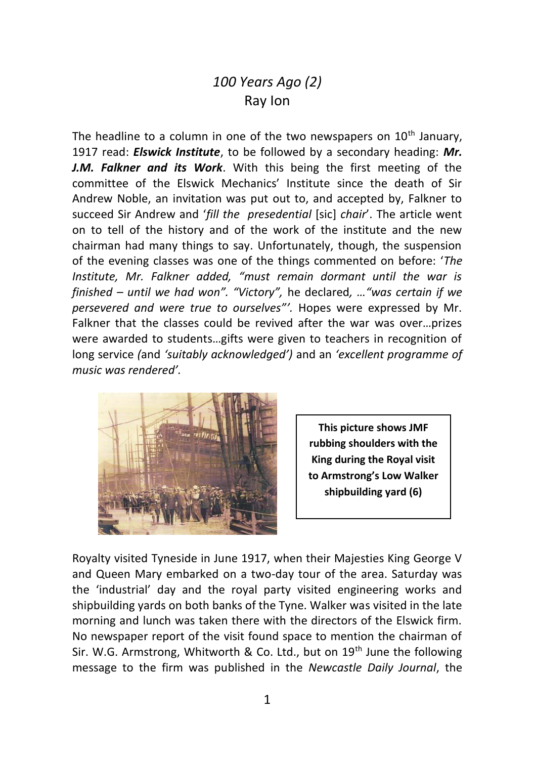# *100 Years Ago (2)*

Ray Ion

The headline to a column in one of the two newspapers on 10th January, 1917 read: ***Elswick Institute***, to be followed by a secondary heading: ***Mr. J.M. Falkner and its Work***. With this being the first meeting of the committee of the Elswick Mechanics' Institute since the death of Sir Andrew Noble, an invitation was put out to, and accepted by, Falkner to succeed Sir Andrew and '*fill the presedential* [sic] *chair*'. The article went on to tell of the history and of the work of the institute and the new chairman had many things to say. Unfortunately, though, the suspension of the evening classes was one of the things commented on before: '*The Institute, Mr. Falkner added, "must remain dormant until the war is finished – until we had won". "Victory",* he declared*, …"was certain if we persevered and were true to ourselves"'.* Hopes were expressed by Mr. Falkner that the classes could be revived after the war was over…prizes were awarded to students…gifts were given to teachers in recognition of long service *(*and *'suitably acknowledged')* and an *'excellent programme of music was rendered'.*

**This picture shows JMF rubbing shoulders with the King during the Royal visit to Armstrong's Low Walker shipbuilding yard (6)**

Royalty visited Tyneside in June 1917, when their Majesties King George V and Queen Mary embarked on a two-day tour of the area. Saturday was the 'industrial' day and the royal party visited engineering works and shipbuilding yards on both banks of the Tyne. Walker was visited in the late morning and lunch was taken there with the directors of the Elswick firm. No newspaper report of the visit found space to mention the chairman of Sir. W.G. Armstrong, Whitworth & Co. Ltd., but on 19th June the following message to the firm was published in the *Newcastle Daily Journal*, the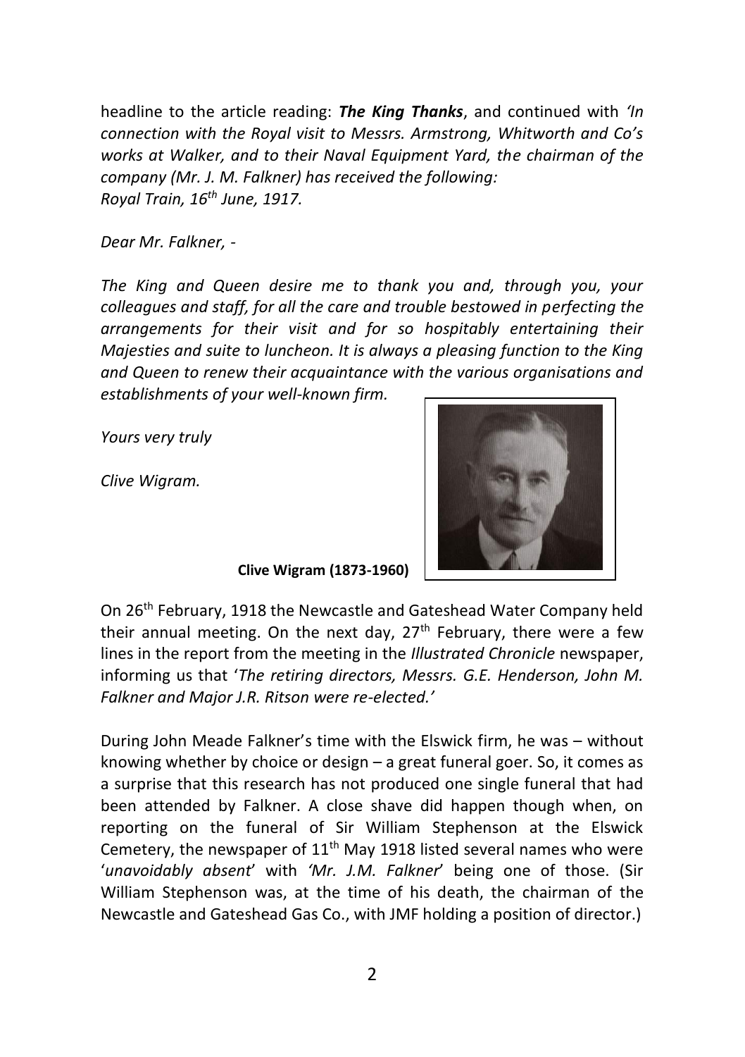headline to the article reading: ***The King Thanks***, and continued with *'In connection with the Royal visit to Messrs. Armstrong, Whitworth and Co's works at Walker, and to their Naval Equipment Yard, the chairman of the company (Mr. J. M. Falkner) has received the following:*
*Royal Train, 16th June, 1917.*

*Dear Mr. Falkner, -*

*The King and Queen desire me to thank you and, through you, your colleagues and staff, for all the care and trouble bestowed in perfecting the arrangements for their visit and for so hospitably entertaining their Majesties and suite to luncheon. It is always a pleasing function to the King and Queen to renew their acquaintance with the various organisations and establishments of your well-known firm.*

*Yours very truly*

*Clive Wigram.*

**Clive Wigram (1873-1960)**

On 26th February, 1918 the Newcastle and Gateshead Water Company held their annual meeting. On the next day, 27th February, there were a few lines in the report from the meeting in the *Illustrated Chronicle* newspaper, informing us that '*The retiring directors, Messrs. G.E. Henderson, John M. Falkner and Major J.R. Ritson were re-elected.'*

During John Meade Falkner's time with the Elswick firm, he was – without knowing whether by choice or design – a great funeral goer. So, it comes as a surprise that this research has not produced one single funeral that had been attended by Falkner. A close shave did happen though when, on reporting on the funeral of Sir William Stephenson at the Elswick Cemetery, the newspaper of 11th May 1918 listed several names who were '*unavoidably absent*' with *'Mr. J.M. Falkner*' being one of those. (Sir William Stephenson was, at the time of his death, the chairman of the Newcastle and Gateshead Gas Co., with JMF holding a position of director.)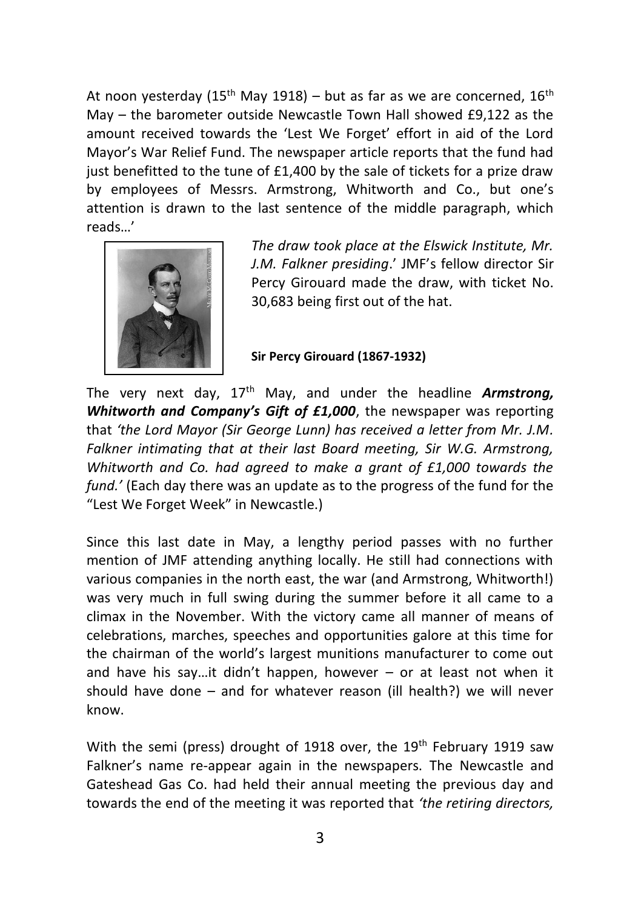At noon yesterday (15th May 1918) – but as far as we are concerned, 16th May – the barometer outside Newcastle Town Hall showed £9,122 as the amount received towards the 'Lest We Forget' effort in aid of the Lord Mayor's War Relief Fund. The newspaper article reports that the fund had just benefitted to the tune of £1,400 by the sale of tickets for a prize draw by employees of Messrs. Armstrong, Whitworth and Co., but one's attention is drawn to the last sentence of the middle paragraph, which reads…'

*The draw took place at the Elswick Institute, Mr. J.M. Falkner presiding*.' JMF's fellow director Sir Percy Girouard made the draw, with ticket No. 30,683 being first out of the hat.

**Sir Percy Girouard (1867-1932)**

The very next day, 17th May, and under the headline ***Armstrong, Whitworth and Company's Gift of £1,000***, the newspaper was reporting that *'the Lord Mayor (Sir George Lunn) has received a letter from Mr. J.M. Falkner intimating that at their last Board meeting, Sir W.G. Armstrong, Whitworth and Co. had agreed to make a grant of £1,000 towards the fund.'* (Each day there was an update as to the progress of the fund for the "Lest We Forget Week" in Newcastle.)

Since this last date in May, a lengthy period passes with no further mention of JMF attending anything locally. He still had connections with various companies in the north east, the war (and Armstrong, Whitworth!) was very much in full swing during the summer before it all came to a climax in the November. With the victory came all manner of means of celebrations, marches, speeches and opportunities galore at this time for the chairman of the world's largest munitions manufacturer to come out and have his say…it didn't happen, however – or at least not when it should have done – and for whatever reason (ill health?) we will never know.

With the semi (press) drought of 1918 over, the 19th February 1919 saw Falkner's name re-appear again in the newspapers. The Newcastle and Gateshead Gas Co. had held their annual meeting the previous day and towards the end of the meeting it was reported that *'the retiring directors,*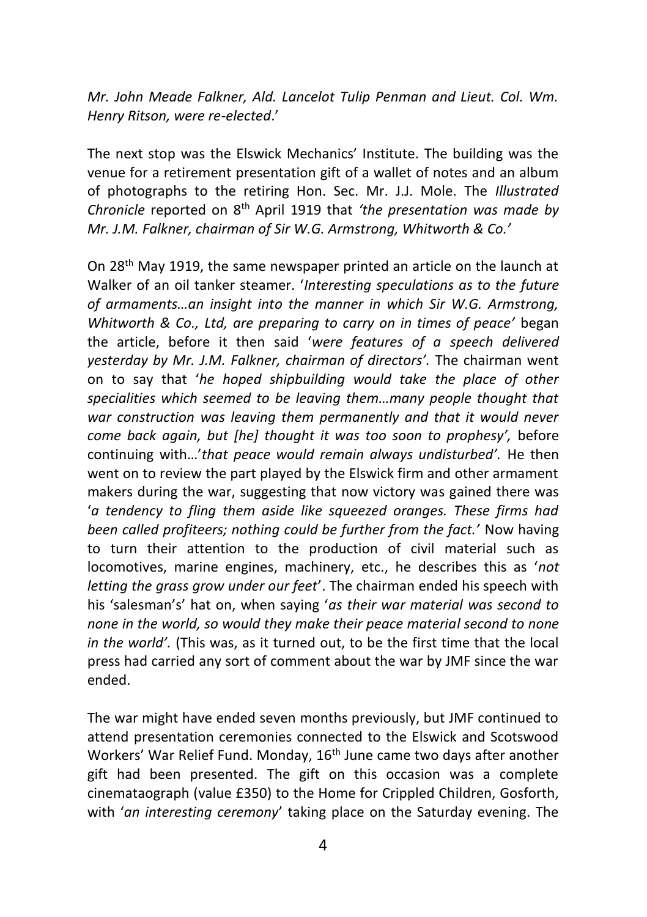*Mr. John Meade Falkner, Ald. Lancelot Tulip Penman and Lieut. Col. Wm. Henry Ritson, were re-elected*.'

The next stop was the Elswick Mechanics' Institute. The building was the venue for a retirement presentation gift of a wallet of notes and an album of photographs to the retiring Hon. Sec. Mr. J.J. Mole. The *Illustrated Chronicle* reported on 8th April 1919 that *'the presentation was made by Mr. J.M. Falkner, chairman of Sir W.G. Armstrong, Whitworth & Co.'*

On 28th May 1919, the same newspaper printed an article on the launch at Walker of an oil tanker steamer. '*Interesting speculations as to the future of armaments…an insight into the manner in which Sir W.G. Armstrong, Whitworth & Co., Ltd, are preparing to carry on in times of peace'* began the article, before it then said '*were features of a speech delivered yesterday by Mr. J.M. Falkner, chairman of directors'*. The chairman went on to say that '*he hoped shipbuilding would take the place of other specialities which seemed to be leaving them…many people thought that war construction was leaving them permanently and that it would never come back again, but [he] thought it was too soon to prophesy',* before continuing with…'*that peace would remain always undisturbed'.* He then went on to review the part played by the Elswick firm and other armament makers during the war, suggesting that now victory was gained there was '*a tendency to fling them aside like squeezed oranges. These firms had been called profiteers; nothing could be further from the fact.'* Now having to turn their attention to the production of civil material such as locomotives, marine engines, machinery, etc., he describes this as '*not letting the grass grow under our feet*'. The chairman ended his speech with his 'salesman's' hat on, when saying '*as their war material was second to none in the world, so would they make their peace material second to none in the world'*. (This was, as it turned out, to be the first time that the local press had carried any sort of comment about the war by JMF since the war ended.

The war might have ended seven months previously, but JMF continued to attend presentation ceremonies connected to the Elswick and Scotswood Workers' War Relief Fund. Monday, 16th June came two days after another gift had been presented. The gift on this occasion was a complete cinemataograph (value £350) to the Home for Crippled Children, Gosforth, with '*an interesting ceremony*' taking place on the Saturday evening. The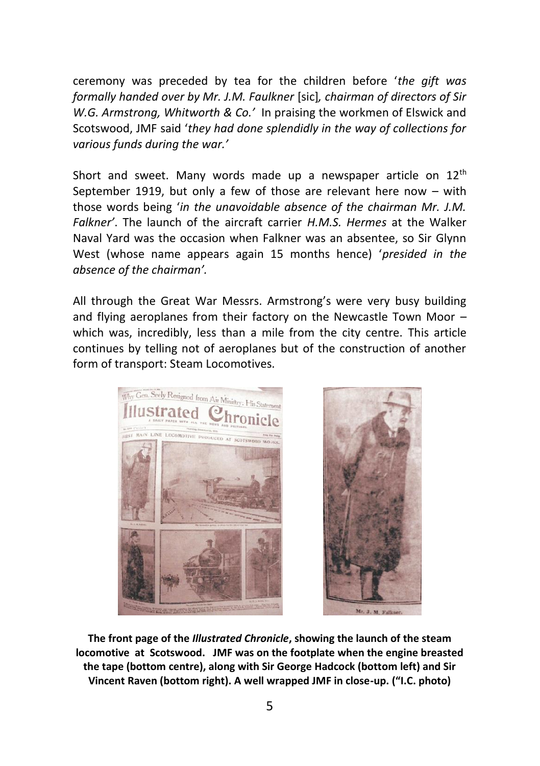ceremony was preceded by tea for the children before '*the gift was formally handed over by Mr. J.M. Faulkner* [sic]*, chairman of directors of Sir W.G. Armstrong, Whitworth & Co.'* In praising the workmen of Elswick and Scotswood, JMF said '*they had done splendidly in the way of collections for various funds during the war.'*

Short and sweet. Many words made up a newspaper article on 12th September 1919, but only a few of those are relevant here now – with those words being '*in the unavoidable absence of the chairman Mr. J.M. Falkner*'. The launch of the aircraft carrier *H.M.S. Hermes* at the Walker Naval Yard was the occasion when Falkner was an absentee, so Sir Glynn West (whose name appears again 15 months hence) '*presided in the absence of the chairman'.*

All through the Great War Messrs. Armstrong's were very busy building and flying aeroplanes from their factory on the Newcastle Town Moor – which was, incredibly, less than a mile from the city centre. This article continues by telling not of aeroplanes but of the construction of another form of transport: Steam Locomotives.

**The front page of the *Illustrated Chronicle*, showing the launch of the steam locomotive at Scotswood. JMF was on the footplate when the engine breasted the tape (bottom centre), along with Sir George Hadcock (bottom left) and Sir Vincent Raven (bottom right). A well wrapped JMF in close-up. ("I.C. photo)**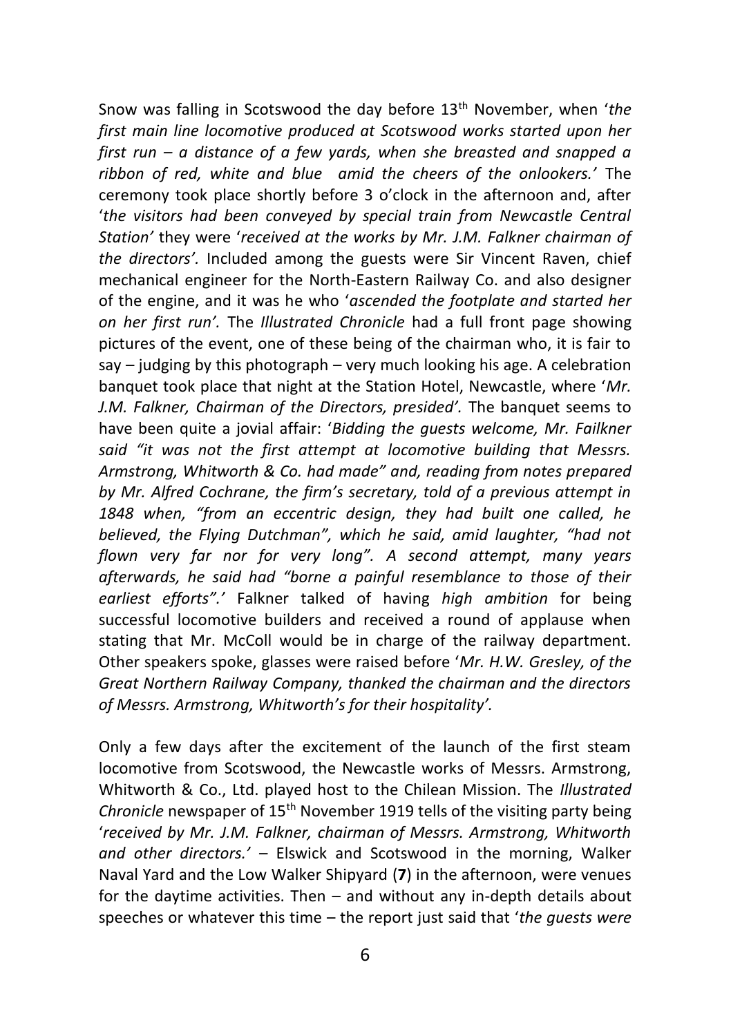Snow was falling in Scotswood the day before 13th November, when '*the first main line locomotive produced at Scotswood works started upon her first run – a distance of a few yards, when she breasted and snapped a ribbon of red, white and blue amid the cheers of the onlookers.'* The ceremony took place shortly before 3 o'clock in the afternoon and, after '*the visitors had been conveyed by special train from Newcastle Central Station'* they were '*received at the works by Mr. J.M. Falkner chairman of the directors'.* Included among the guests were Sir Vincent Raven, chief mechanical engineer for the North-Eastern Railway Co. and also designer of the engine, and it was he who '*ascended the footplate and started her on her first run'.* The *Illustrated Chronicle* had a full front page showing pictures of the event, one of these being of the chairman who, it is fair to say – judging by this photograph – very much looking his age. A celebration banquet took place that night at the Station Hotel, Newcastle, where '*Mr. J.M. Falkner, Chairman of the Directors, presided'.* The banquet seems to have been quite a jovial affair: '*Bidding the guests welcome, Mr. Failkner said "it was not the first attempt at locomotive building that Messrs. Armstrong, Whitworth & Co. had made" and, reading from notes prepared by Mr. Alfred Cochrane, the firm's secretary, told of a previous attempt in 1848 when, "from an eccentric design, they had built one called, he believed, the Flying Dutchman", which he said, amid laughter, "had not flown very far nor for very long". A second attempt, many years afterwards, he said had "borne a painful resemblance to those of their earliest efforts".'* Falkner talked of having *high ambition* for being successful locomotive builders and received a round of applause when stating that Mr. McColl would be in charge of the railway department. Other speakers spoke, glasses were raised before '*Mr. H.W. Gresley, of the Great Northern Railway Company, thanked the chairman and the directors of Messrs. Armstrong, Whitworth's for their hospitality'.*

Only a few days after the excitement of the launch of the first steam locomotive from Scotswood, the Newcastle works of Messrs. Armstrong, Whitworth & Co., Ltd. played host to the Chilean Mission. The *Illustrated Chronicle* newspaper of 15th November 1919 tells of the visiting party being '*received by Mr. J.M. Falkner, chairman of Messrs. Armstrong, Whitworth and other directors.'* – Elswick and Scotswood in the morning, Walker Naval Yard and the Low Walker Shipyard (**7**) in the afternoon, were venues for the daytime activities. Then – and without any in-depth details about speeches or whatever this time – the report just said that '*the guests were*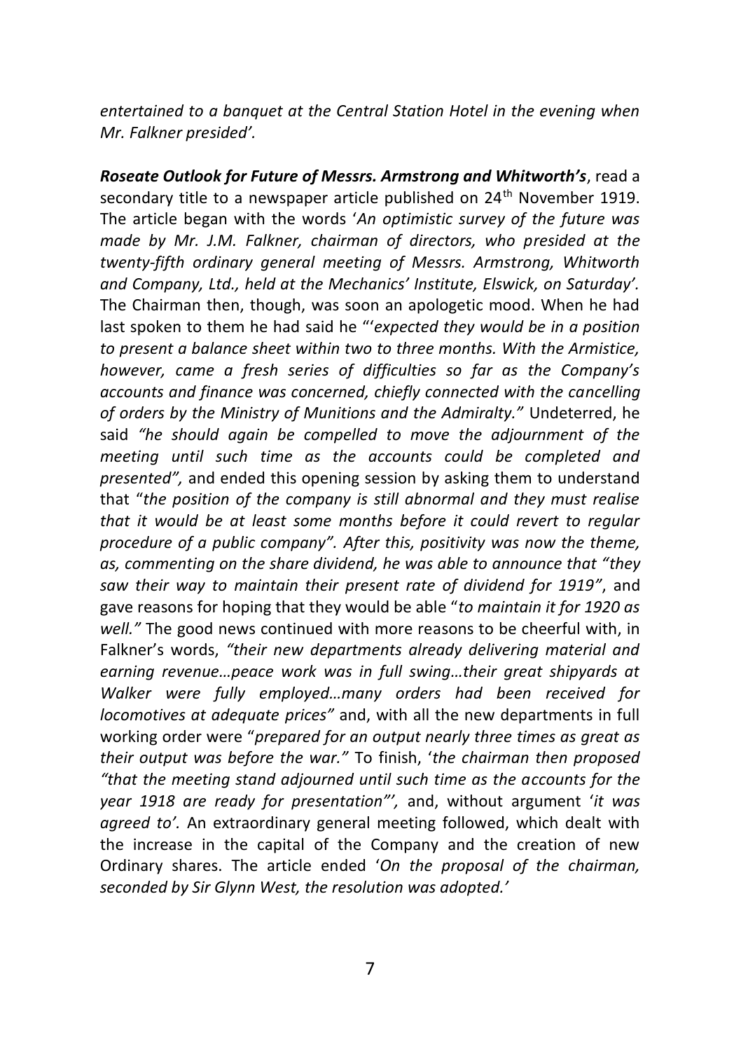*entertained to a banquet at the Central Station Hotel in the evening when Mr. Falkner presided'.*

***Roseate Outlook for Future of Messrs. Armstrong and Whitworth's***, read a secondary title to a newspaper article published on 24th November 1919. The article began with the words '*An optimistic survey of the future was made by Mr. J.M. Falkner, chairman of directors, who presided at the twenty-fifth ordinary general meeting of Messrs. Armstrong, Whitworth and Company, Ltd., held at the Mechanics' Institute, Elswick, on Saturday'.* The Chairman then, though, was soon an apologetic mood. When he had last spoken to them he had said he "'*expected they would be in a position to present a balance sheet within two to three months. With the Armistice, however, came a fresh series of difficulties so far as the Company's accounts and finance was concerned, chiefly connected with the cancelling of orders by the Ministry of Munitions and the Admiralty."* Undeterred, he said *"he should again be compelled to move the adjournment of the meeting until such time as the accounts could be completed and presented",* and ended this opening session by asking them to understand that "*the position of the company is still abnormal and they must realise that it would be at least some months before it could revert to regular procedure of a public company". After this, positivity was now the theme, as, commenting on the share dividend, he was able to announce that "they saw their way to maintain their present rate of dividend for 1919"*, and gave reasons for hoping that they would be able "*to maintain it for 1920 as well."* The good news continued with more reasons to be cheerful with, in Falkner's words, *"their new departments already delivering material and earning revenue…peace work was in full swing…their great shipyards at Walker were fully employed…many orders had been received for locomotives at adequate prices"* and, with all the new departments in full working order were "*prepared for an output nearly three times as great as their output was before the war."* To finish, '*the chairman then proposed "that the meeting stand adjourned until such time as the accounts for the year 1918 are ready for presentation"',* and, without argument '*it was agreed to'.* An extraordinary general meeting followed, which dealt with the increase in the capital of the Company and the creation of new Ordinary shares. The article ended '*On the proposal of the chairman, seconded by Sir Glynn West, the resolution was adopted.'*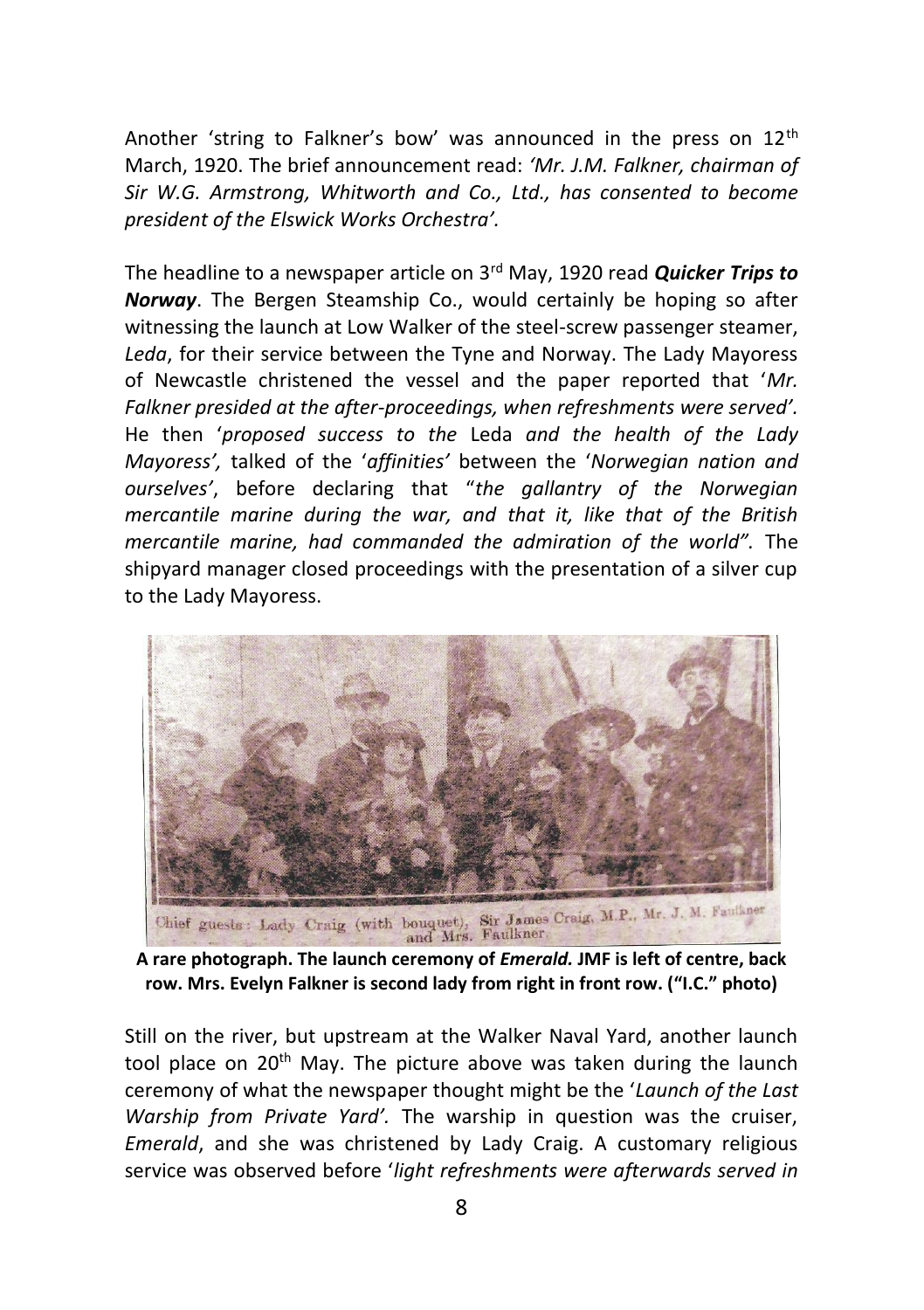Another 'string to Falkner's bow' was announced in the press on 12th March, 1920. The brief announcement read: *'Mr. J.M. Falkner, chairman of Sir W.G. Armstrong, Whitworth and Co., Ltd., has consented to become president of the Elswick Works Orchestra'.*

The headline to a newspaper article on 3rd May, 1920 read ***Quicker Trips to Norway***. The Bergen Steamship Co., would certainly be hoping so after witnessing the launch at Low Walker of the steel-screw passenger steamer, *Leda*, for their service between the Tyne and Norway. The Lady Mayoress of Newcastle christened the vessel and the paper reported that '*Mr. Falkner presided at the after-proceedings, when refreshments were served'*. He then '*proposed success to the* Leda *and the health of the Lady Mayoress',* talked of the '*affinities'* between the '*Norwegian nation and ourselves'*, before declaring that "*the gallantry of the Norwegian mercantile marine during the war, and that it, like that of the British mercantile marine, had commanded the admiration of the world".* The shipyard manager closed proceedings with the presentation of a silver cup to the Lady Mayoress.

Chief guests: Lady Craig (with bouquet), Sir James Craig, M.P., Mr. J. M. Faulkner and Mrs. Faulkner

**A rare photograph. The launch ceremony of *Emerald.* JMF is left of centre, back row. Mrs. Evelyn Falkner is second lady from right in front row. ("I.C." photo)**

Still on the river, but upstream at the Walker Naval Yard, another launch tool place on 20th May. The picture above was taken during the launch ceremony of what the newspaper thought might be the '*Launch of the Last Warship from Private Yard'.* The warship in question was the cruiser, *Emerald*, and she was christened by Lady Craig. A customary religious service was observed before '*light refreshments were afterwards served in*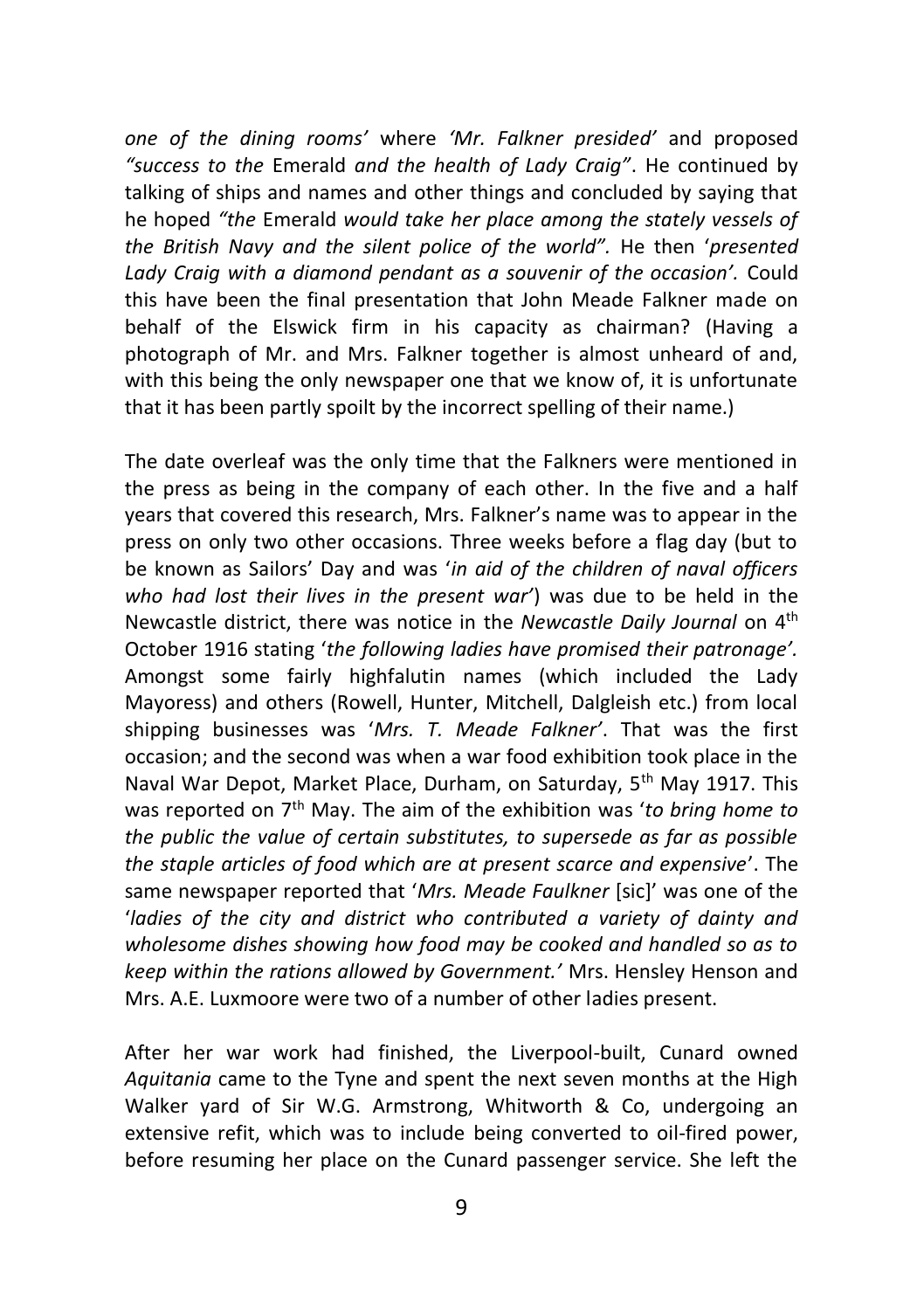*one of the dining rooms'* where *'Mr. Falkner presided'* and proposed *"success to the* Emerald *and the health of Lady Craig"*. He continued by talking of ships and names and other things and concluded by saying that he hoped *"the* Emerald *would take her place among the stately vessels of the British Navy and the silent police of the world".* He then '*presented Lady Craig with a diamond pendant as a souvenir of the occasion'.* Could this have been the final presentation that John Meade Falkner made on behalf of the Elswick firm in his capacity as chairman? (Having a photograph of Mr. and Mrs. Falkner together is almost unheard of and, with this being the only newspaper one that we know of, it is unfortunate that it has been partly spoilt by the incorrect spelling of their name.)

The date overleaf was the only time that the Falkners were mentioned in the press as being in the company of each other. In the five and a half years that covered this research, Mrs. Falkner's name was to appear in the press on only two other occasions. Three weeks before a flag day (but to be known as Sailors' Day and was '*in aid of the children of naval officers who had lost their lives in the present war*') was due to be held in the Newcastle district, there was notice in the *Newcastle Daily Journal* on 4th October 1916 stating '*the following ladies have promised their patronage'*. Amongst some fairly highfalutin names (which included the Lady Mayoress) and others (Rowell, Hunter, Mitchell, Dalgleish etc.) from local shipping businesses was '*Mrs. T. Meade Falkner*'. That was the first occasion; and the second was when a war food exhibition took place in the Naval War Depot, Market Place, Durham, on Saturday, 5th May 1917. This was reported on 7th May. The aim of the exhibition was '*to bring home to the public the value of certain substitutes, to supersede as far as possible the staple articles of food which are at present scarce and expensive*'. The same newspaper reported that '*Mrs. Meade Faulkner* [sic]' was one of the '*ladies of the city and district who contributed a variety of dainty and wholesome dishes showing how food may be cooked and handled so as to keep within the rations allowed by Government.'* Mrs. Hensley Henson and Mrs. A.E. Luxmoore were two of a number of other ladies present.

After her war work had finished, the Liverpool-built, Cunard owned *Aquitania* came to the Tyne and spent the next seven months at the High Walker yard of Sir W.G. Armstrong, Whitworth & Co, undergoing an extensive refit, which was to include being converted to oil-fired power, before resuming her place on the Cunard passenger service. She left the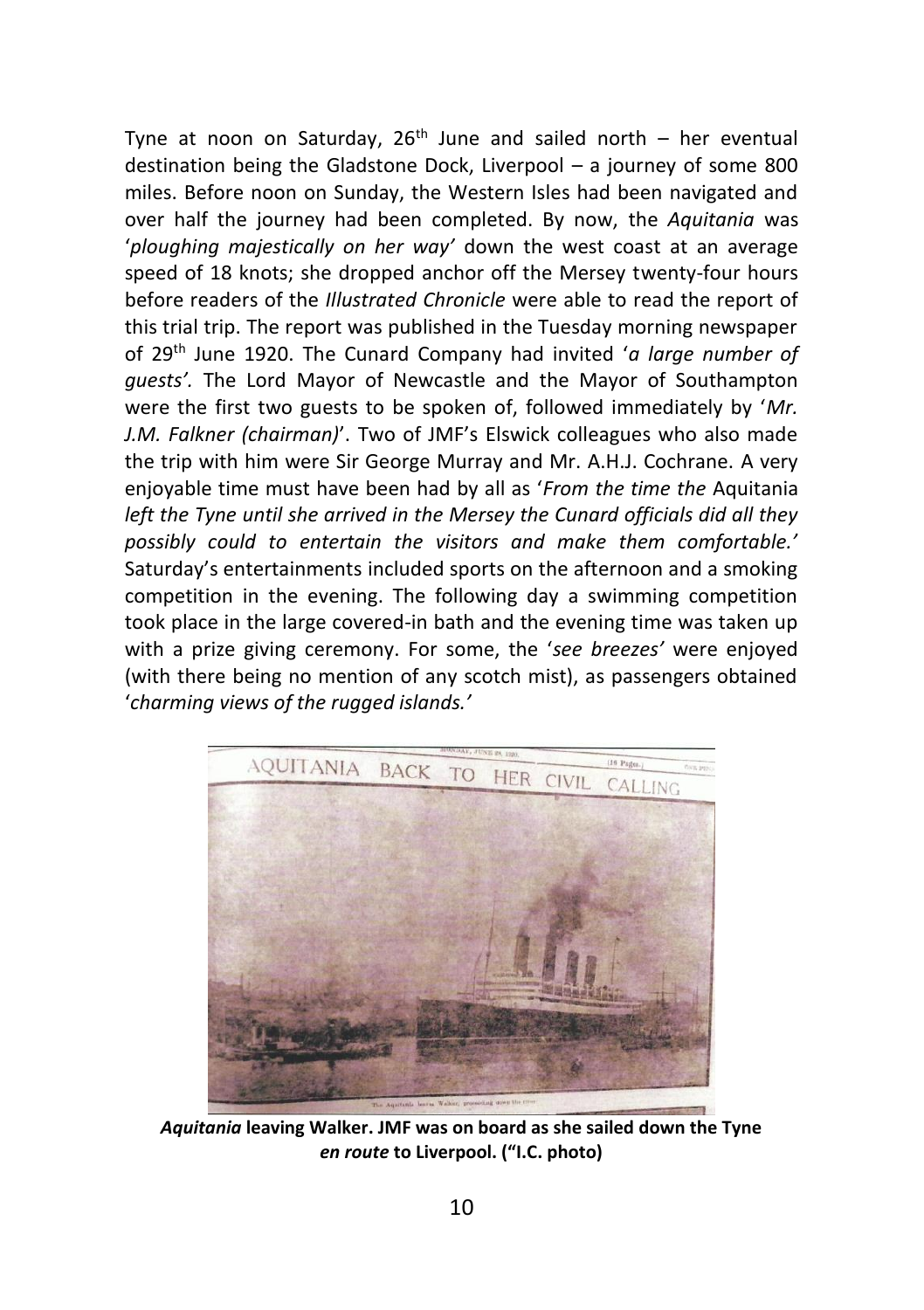Tyne at noon on Saturday, 26th June and sailed north – her eventual destination being the Gladstone Dock, Liverpool – a journey of some 800 miles. Before noon on Sunday, the Western Isles had been navigated and over half the journey had been completed. By now, the *Aquitania* was '*ploughing majestically on her way'* down the west coast at an average speed of 18 knots; she dropped anchor off the Mersey twenty-four hours before readers of the *Illustrated Chronicle* were able to read the report of this trial trip. The report was published in the Tuesday morning newspaper of 29th June 1920. The Cunard Company had invited '*a large number of guests'.* The Lord Mayor of Newcastle and the Mayor of Southampton were the first two guests to be spoken of, followed immediately by '*Mr. J.M. Falkner (chairman)*'. Two of JMF's Elswick colleagues who also made the trip with him were Sir George Murray and Mr. A.H.J. Cochrane. A very enjoyable time must have been had by all as '*From the time the* Aquitania *left the Tyne until she arrived in the Mersey the Cunard officials did all they possibly could to entertain the visitors and make them comfortable.'* Saturday's entertainments included sports on the afternoon and a smoking competition in the evening. The following day a swimming competition took place in the large covered-in bath and the evening time was taken up with a prize giving ceremony. For some, the '*see breezes'* were enjoyed (with there being no mention of any scotch mist), as passengers obtained '*charming views of the rugged islands.'*

***Aquitania* leaving Walker. JMF was on board as she sailed down the Tyne *en route* to Liverpool. ("I.C. photo)**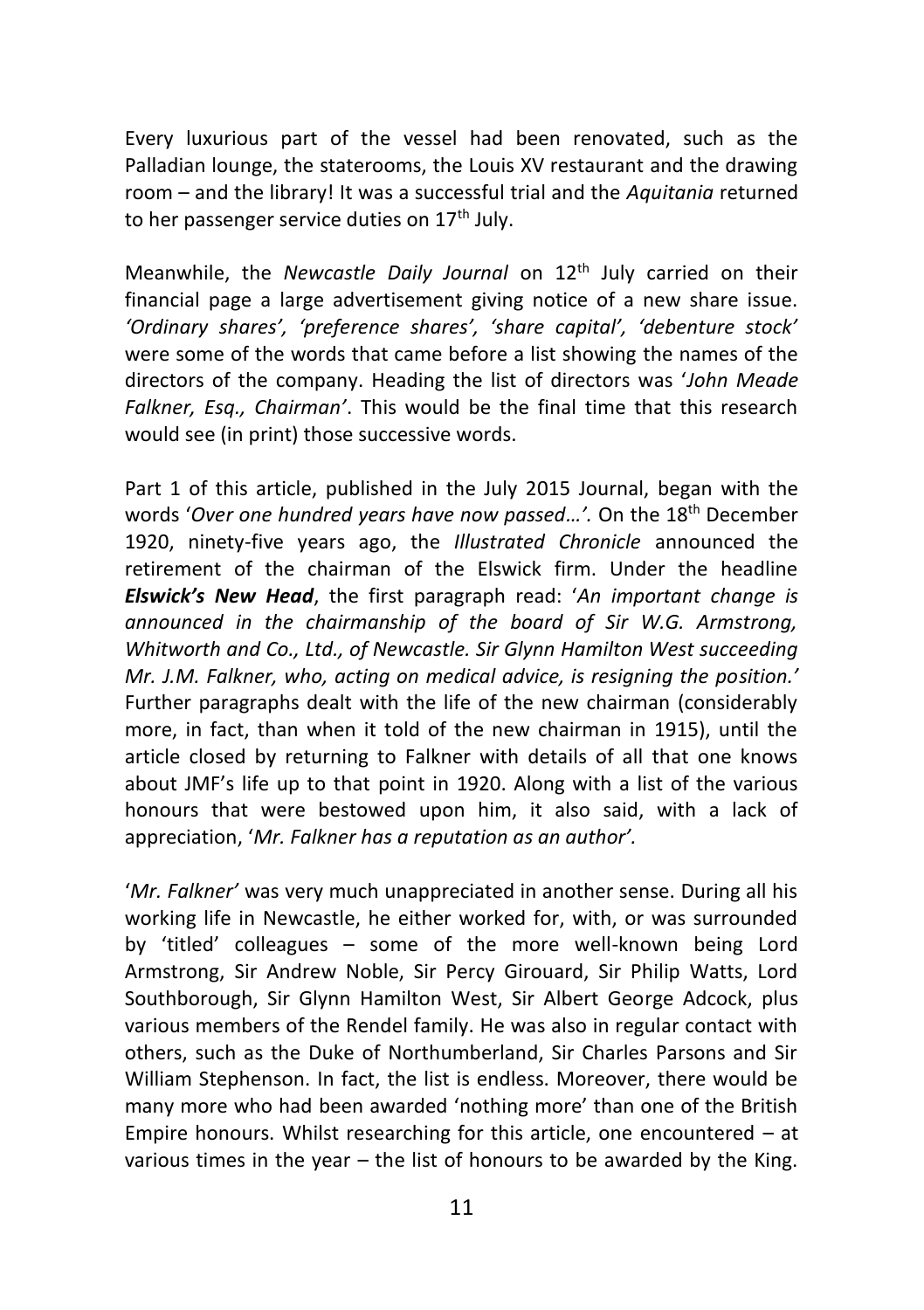Every luxurious part of the vessel had been renovated, such as the Palladian lounge, the staterooms, the Louis XV restaurant and the drawing room – and the library! It was a successful trial and the *Aquitania* returned to her passenger service duties on 17th July.

Meanwhile, the *Newcastle Daily Journal* on 12th July carried on their financial page a large advertisement giving notice of a new share issue. *'Ordinary shares', 'preference shares', 'share capital', 'debenture stock'* were some of the words that came before a list showing the names of the directors of the company. Heading the list of directors was '*John Meade Falkner, Esq., Chairman'*. This would be the final time that this research would see (in print) those successive words.

Part 1 of this article, published in the July 2015 Journal, began with the words '*Over one hundred years have now passed…'.* On the 18th December 1920, ninety-five years ago, the *Illustrated Chronicle* announced the retirement of the chairman of the Elswick firm. Under the headline ***Elswick's New Head***, the first paragraph read: '*An important change is announced in the chairmanship of the board of Sir W.G. Armstrong, Whitworth and Co., Ltd., of Newcastle. Sir Glynn Hamilton West succeeding Mr. J.M. Falkner, who, acting on medical advice, is resigning the position.'* Further paragraphs dealt with the life of the new chairman (considerably more, in fact, than when it told of the new chairman in 1915), until the article closed by returning to Falkner with details of all that one knows about JMF's life up to that point in 1920. Along with a list of the various honours that were bestowed upon him, it also said, with a lack of appreciation, '*Mr. Falkner has a reputation as an author'.*

'*Mr. Falkner'* was very much unappreciated in another sense. During all his working life in Newcastle, he either worked for, with, or was surrounded by 'titled' colleagues – some of the more well-known being Lord Armstrong, Sir Andrew Noble, Sir Percy Girouard, Sir Philip Watts, Lord Southborough, Sir Glynn Hamilton West, Sir Albert George Adcock, plus various members of the Rendel family. He was also in regular contact with others, such as the Duke of Northumberland, Sir Charles Parsons and Sir William Stephenson. In fact, the list is endless. Moreover, there would be many more who had been awarded 'nothing more' than one of the British Empire honours. Whilst researching for this article, one encountered – at various times in the year – the list of honours to be awarded by the King.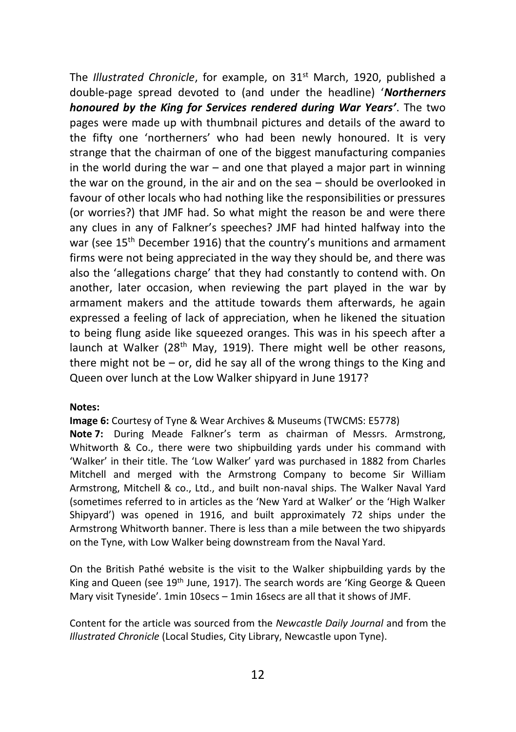The *Illustrated Chronicle*, for example, on 31st March, 1920, published a double-page spread devoted to (and under the headline) '***Northerners honoured by the King for Services rendered during War Years'***. The two pages were made up with thumbnail pictures and details of the award to the fifty one 'northerners' who had been newly honoured. It is very strange that the chairman of one of the biggest manufacturing companies in the world during the war – and one that played a major part in winning the war on the ground, in the air and on the sea – should be overlooked in favour of other locals who had nothing like the responsibilities or pressures (or worries?) that JMF had. So what might the reason be and were there any clues in any of Falkner's speeches? JMF had hinted halfway into the war (see 15th December 1916) that the country's munitions and armament firms were not being appreciated in the way they should be, and there was also the 'allegations charge' that they had constantly to contend with. On another, later occasion, when reviewing the part played in the war by armament makers and the attitude towards them afterwards, he again expressed a feeling of lack of appreciation, when he likened the situation to being flung aside like squeezed oranges. This was in his speech after a launch at Walker (28th May, 1919). There might well be other reasons, there might not be – or, did he say all of the wrong things to the King and Queen over lunch at the Low Walker shipyard in June 1917?

**Notes:**

**Image 6:** Courtesy of Tyne & Wear Archives & Museums (TWCMS: E5778)

**Note 7:** During Meade Falkner's term as chairman of Messrs. Armstrong, Whitworth & Co., there were two shipbuilding yards under his command with 'Walker' in their title. The 'Low Walker' yard was purchased in 1882 from Charles Mitchell and merged with the Armstrong Company to become Sir William Armstrong, Mitchell & co., Ltd., and built non-naval ships. The Walker Naval Yard (sometimes referred to in articles as the 'New Yard at Walker' or the 'High Walker Shipyard') was opened in 1916, and built approximately 72 ships under the Armstrong Whitworth banner. There is less than a mile between the two shipyards on the Tyne, with Low Walker being downstream from the Naval Yard.

On the British Pathé website is the visit to the Walker shipbuilding yards by the King and Queen (see 19th June, 1917). The search words are 'King George & Queen Mary visit Tyneside'. 1min 10secs – 1min 16secs are all that it shows of JMF.

Content for the article was sourced from the *Newcastle Daily Journal* and from the *Illustrated Chronicle* (Local Studies, City Library, Newcastle upon Tyne).